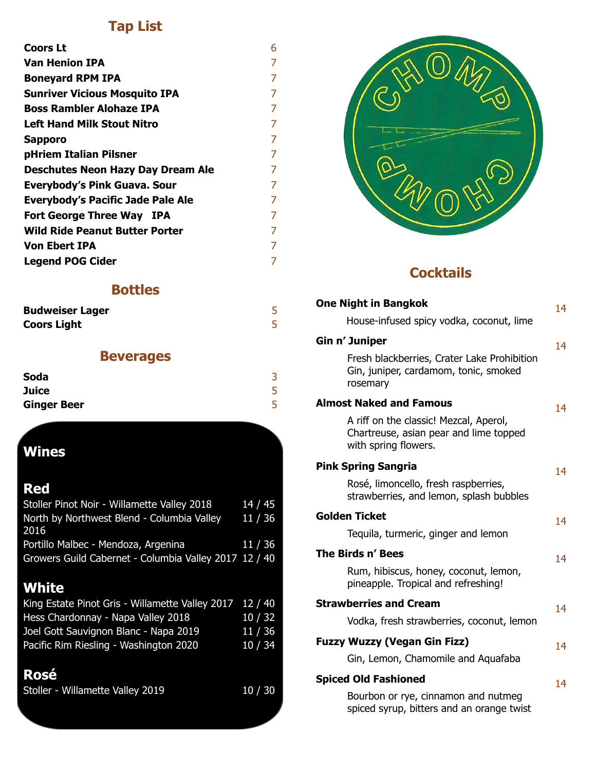## Tap List

| Item | Price |
|---|---|
| **Coors Lt** | 6 |
| **Van Henion IPA** | 7 |
| **Boneyard RPM IPA** | 7 |
| **Sunriver Vicious Mosquito IPA** | 7 |
| **Boss Rambler Alohaze IPA** | 7 |
| **Left Hand Milk Stout Nitro** | 7 |
| **Sapporo** | 7 |
| **pHriem Italian Pilsner** | 7 |
| **Deschutes Neon Hazy Day Dream Ale** | 7 |
| **Everybody's Pink Guava. Sour** | 7 |
| **Everybody's Pacific Jade Pale Ale** | 7 |
| **Fort George Three Way IPA** | 7 |
| **Wild Ride Peanut Butter Porter** | 7 |
| **Von Ebert IPA** | 7 |
| **Legend POG Cider** | 7 |

## Bottles

| Item | Price |
|---|---|
| **Budweiser Lager** | 5 |
| **Coors Light** | 5 |

## Beverages

| Item | Price |
|---|---|
| **Soda** | 3 |
| **Juice** | 5 |
| **Ginger Beer** | 5 |

## Wines

### Red

| Wine | Price |
|---|---|
| Stoller Pinot Noir - Willamette Valley 2018 | 14 / 45 |
| North by Northwest Blend - Columbia Valley 2016 | 11 / 36 |
| Portillo Malbec - Mendoza, Argenina | 11 / 36 |
| Growers Guild Cabernet - Columbia Valley 2017 | 12 / 40 |

### White

| Wine | Price |
|---|---|
| King Estate Pinot Gris - Willamette Valley 2017 | 12 / 40 |
| Hess Chardonnay - Napa Valley 2018 | 10 / 32 |
| Joel Gott Sauvignon Blanc - Napa 2019 | 11 / 36 |
| Pacific Rim Riesling - Washington 2020 | 10 / 34 |

### Rosé

| Wine | Price |
|---|---|
| Stoller - Willamette Valley 2019 | 10 / 30 |

CHOMP CHOMP

## Cocktails

**One Night in Bangkok** — 14
House-infused spicy vodka, coconut, lime

**Gin n' Juniper** — 14
Fresh blackberries, Crater Lake Prohibition Gin, juniper, cardamom, tonic, smoked rosemary

**Almost Naked and Famous** — 14
A riff on the classic! Mezcal, Aperol, Chartreuse, asian pear and lime topped with spring flowers.

**Pink Spring Sangria** — 14
Rosé, limoncello, fresh raspberries, strawberries, and lemon, splash bubbles

**Golden Ticket** — 14
Tequila, turmeric, ginger and lemon

**The Birds n' Bees** — 14
Rum, hibiscus, honey, coconut, lemon, pineapple. Tropical and refreshing!

**Strawberries and Cream** — 14
Vodka, fresh strawberries, coconut, lemon

**Fuzzy Wuzzy (Vegan Gin Fizz)** — 14
Gin, Lemon, Chamomile and Aquafaba

**Spiced Old Fashioned** — 14
Bourbon or rye, cinnamon and nutmeg spiced syrup, bitters and an orange twist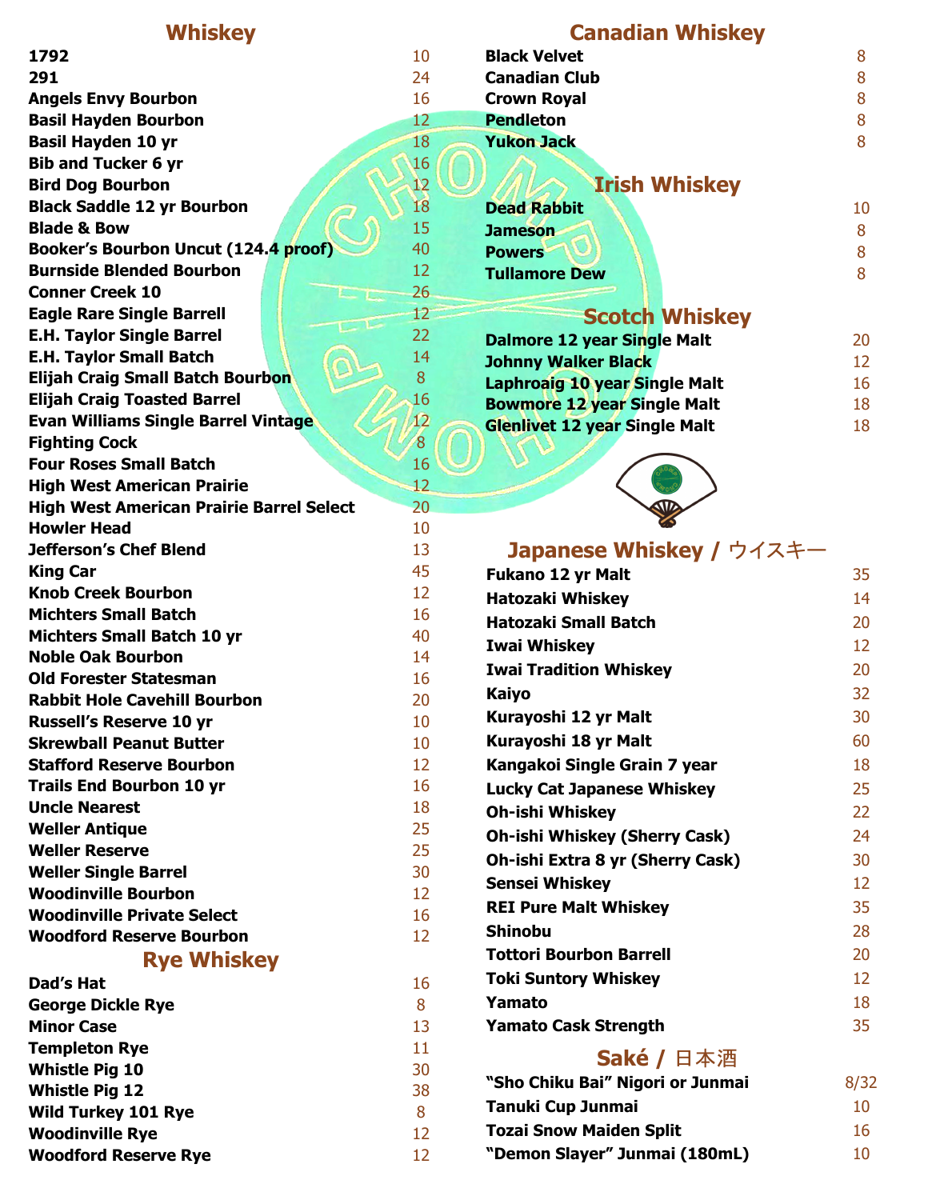## Whiskey

| | |
|---|---|
| 1792 | 10 |
| 291 | 24 |
| Angels Envy Bourbon | 16 |
| Basil Hayden Bourbon | 12 |
| Basil Hayden 10 yr | 18 |
| Bib and Tucker 6 yr | 16 |
| Bird Dog Bourbon | 12 |
| Black Saddle 12 yr Bourbon | 18 |
| Blade & Bow | 15 |
| Booker's Bourbon Uncut (124.4 proof) | 40 |
| Burnside Blended Bourbon | 12 |
| Conner Creek 10 | 26 |
| Eagle Rare Single Barrell | 12 |
| E.H. Taylor Single Barrel | 22 |
| E.H. Taylor Small Batch | 14 |
| Elijah Craig Small Batch Bourbon | 8 |
| Elijah Craig Toasted Barrel | 16 |
| Evan Williams Single Barrel Vintage | 12 |
| Fighting Cock | 8 |
| Four Roses Small Batch | 16 |
| High West American Prairie | 12 |
| High West American Prairie Barrel Select | 20 |
| Howler Head | 10 |
| Jefferson's Chef Blend | 13 |
| King Car | 45 |
| Knob Creek Bourbon | 12 |
| Michters Small Batch | 16 |
| Michters Small Batch 10 yr | 40 |
| Noble Oak Bourbon | 14 |
| Old Forester Statesman | 16 |
| Rabbit Hole Cavehill Bourbon | 20 |
| Russell's Reserve 10 yr | 10 |
| Skrewball Peanut Butter | 10 |
| Stafford Reserve Bourbon | 12 |
| Trails End Bourbon 10 yr | 16 |
| Uncle Nearest | 18 |
| Weller Antique | 25 |
| Weller Reserve | 25 |
| Weller Single Barrel | 30 |
| Woodinville Bourbon | 12 |
| Woodinville Private Select | 16 |
| Woodford Reserve Bourbon | 12 |

## Rye Whiskey

| | |
|---|---|
| Dad's Hat | 16 |
| George Dickle Rye | 8 |
| Minor Case | 13 |
| Templeton Rye | 11 |
| Whistle Pig 10 | 30 |
| Whistle Pig 12 | 38 |
| Wild Turkey 101 Rye | 8 |
| Woodinville Rye | 12 |
| Woodford Reserve Rye | 12 |

## Canadian Whiskey

| | |
|---|---|
| Black Velvet | 8 |
| Canadian Club | 8 |
| Crown Royal | 8 |
| Pendleton | 8 |
| Yukon Jack | 8 |

## Irish Whiskey

| | |
|---|---|
| Dead Rabbit | 10 |
| Jameson | 8 |
| Powers | 8 |
| Tullamore Dew | 8 |

## Scotch Whiskey

| | |
|---|---|
| Dalmore 12 year Single Malt | 20 |
| Johnny Walker Black | 12 |
| Laphroaig 10 year Single Malt | 16 |
| Bowmore 12 year Single Malt | 18 |
| Glenlivet 12 year Single Malt | 18 |

## Japanese Whiskey / ウイスキー

| | |
|---|---|
| Fukano 12 yr Malt | 35 |
| Hatozaki Whiskey | 14 |
| Hatozaki Small Batch | 20 |
| Iwai Whiskey | 12 |
| Iwai Tradition Whiskey | 20 |
| Kaiyo | 32 |
| Kurayoshi 12 yr Malt | 30 |
| Kurayoshi 18 yr Malt | 60 |
| Kangakoi Single Grain 7 year | 18 |
| Lucky Cat Japanese Whiskey | 25 |
| Oh-ishi Whiskey | 22 |
| Oh-ishi Whiskey (Sherry Cask) | 24 |
| Oh-ishi Extra 8 yr (Sherry Cask) | 30 |
| Sensei Whiskey | 12 |
| REI Pure Malt Whiskey | 35 |
| Shinobu | 28 |
| Tottori Bourbon Barrell | 20 |
| Toki Suntory Whiskey | 12 |
| Yamato | 18 |
| Yamato Cask Strength | 35 |

## Saké / 日本酒

| | |
|---|---|
| "Sho Chiku Bai" Nigori or Junmai | 8/32 |
| Tanuki Cup Junmai | 10 |
| Tozai Snow Maiden Split | 16 |
| "Demon Slayer" Junmai (180mL) | 10 |